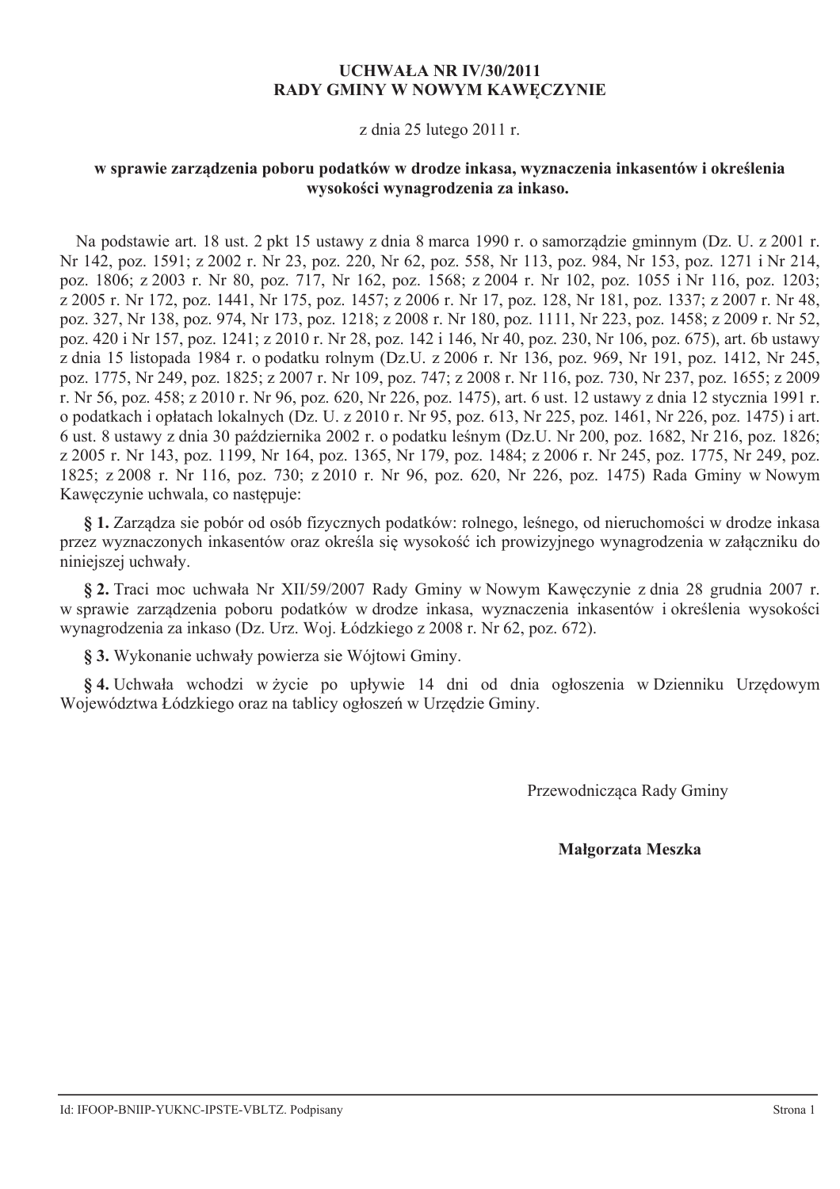**UCHWAŁA NR IV/30/2011**
**RADY GMINY W NOWYM KAWĘCZYNIE**

z dnia 25 lutego 2011 r.

**w sprawie zarządzenia poboru podatków w drodze inkasa, wyznaczenia inkasentów i określenia wysokości wynagrodzenia za inkaso.**

Na podstawie art. 18 ust. 2 pkt 15 ustawy z dnia 8 marca 1990 r. o samorządzie gminnym (Dz. U. z 2001 r. Nr 142, poz. 1591; z 2002 r. Nr 23, poz. 220, Nr 62, poz. 558, Nr 113, poz. 984, Nr 153, poz. 1271 i Nr 214, poz. 1806; z 2003 r. Nr 80, poz. 717, Nr 162, poz. 1568; z 2004 r. Nr 102, poz. 1055 i Nr 116, poz. 1203; z 2005 r. Nr 172, poz. 1441, Nr 175, poz. 1457; z 2006 r. Nr 17, poz. 128, Nr 181, poz. 1337; z 2007 r. Nr 48, poz. 327, Nr 138, poz. 974, Nr 173, poz. 1218; z 2008 r. Nr 180, poz. 1111, Nr 223, poz. 1458; z 2009 r. Nr 52, poz. 420 i Nr 157, poz. 1241; z 2010 r. Nr 28, poz. 142 i 146, Nr 40, poz. 230, Nr 106, poz. 675), art. 6b ustawy z dnia 15 listopada 1984 r. o podatku rolnym (Dz.U. z 2006 r. Nr 136, poz. 969, Nr 191, poz. 1412, Nr 245, poz. 1775, Nr 249, poz. 1825; z 2007 r. Nr 109, poz. 747; z 2008 r. Nr 116, poz. 730, Nr 237, poz. 1655; z 2009 r. Nr 56, poz. 458; z 2010 r. Nr 96, poz. 620, Nr 226, poz. 1475), art. 6 ust. 12 ustawy z dnia 12 stycznia 1991 r. o podatkach i opłatach lokalnych (Dz. U. z 2010 r. Nr 95, poz. 613, Nr 225, poz. 1461, Nr 226, poz. 1475) i art. 6 ust. 8 ustawy z dnia 30 października 2002 r. o podatku leśnym (Dz.U. Nr 200, poz. 1682, Nr 216, poz. 1826; z 2005 r. Nr 143, poz. 1199, Nr 164, poz. 1365, Nr 179, poz. 1484; z 2006 r. Nr 245, poz. 1775, Nr 249, poz. 1825; z 2008 r. Nr 116, poz. 730; z 2010 r. Nr 96, poz. 620, Nr 226, poz. 1475) Rada Gminy w Nowym Kawęczynie uchwala, co następuje:

**§ 1.** Zarządza sie pobór od osób fizycznych podatków: rolnego, leśnego, od nieruchomości w drodze inkasa przez wyznaczonych inkasentów oraz określa się wysokość ich prowizyjnego wynagrodzenia w załączniku do niniejszej uchwały.

**§ 2.** Traci moc uchwała Nr XII/59/2007 Rady Gminy w Nowym Kawęczynie z dnia 28 grudnia 2007 r. w sprawie zarządzenia poboru podatków w drodze inkasa, wyznaczenia inkasentów i określenia wysokości wynagrodzenia za inkaso (Dz. Urz. Woj. Łódzkiego z 2008 r. Nr 62, poz. 672).

**§ 3.** Wykonanie uchwały powierza sie Wójtowi Gminy.

**§ 4.** Uchwała wchodzi w życie po upływie 14 dni od dnia ogłoszenia w Dzienniku Urzędowym Województwa Łódzkiego oraz na tablicy ogłoszeń w Urzędzie Gminy.

Przewodnicząca Rady Gminy

**Małgorzata Meszka**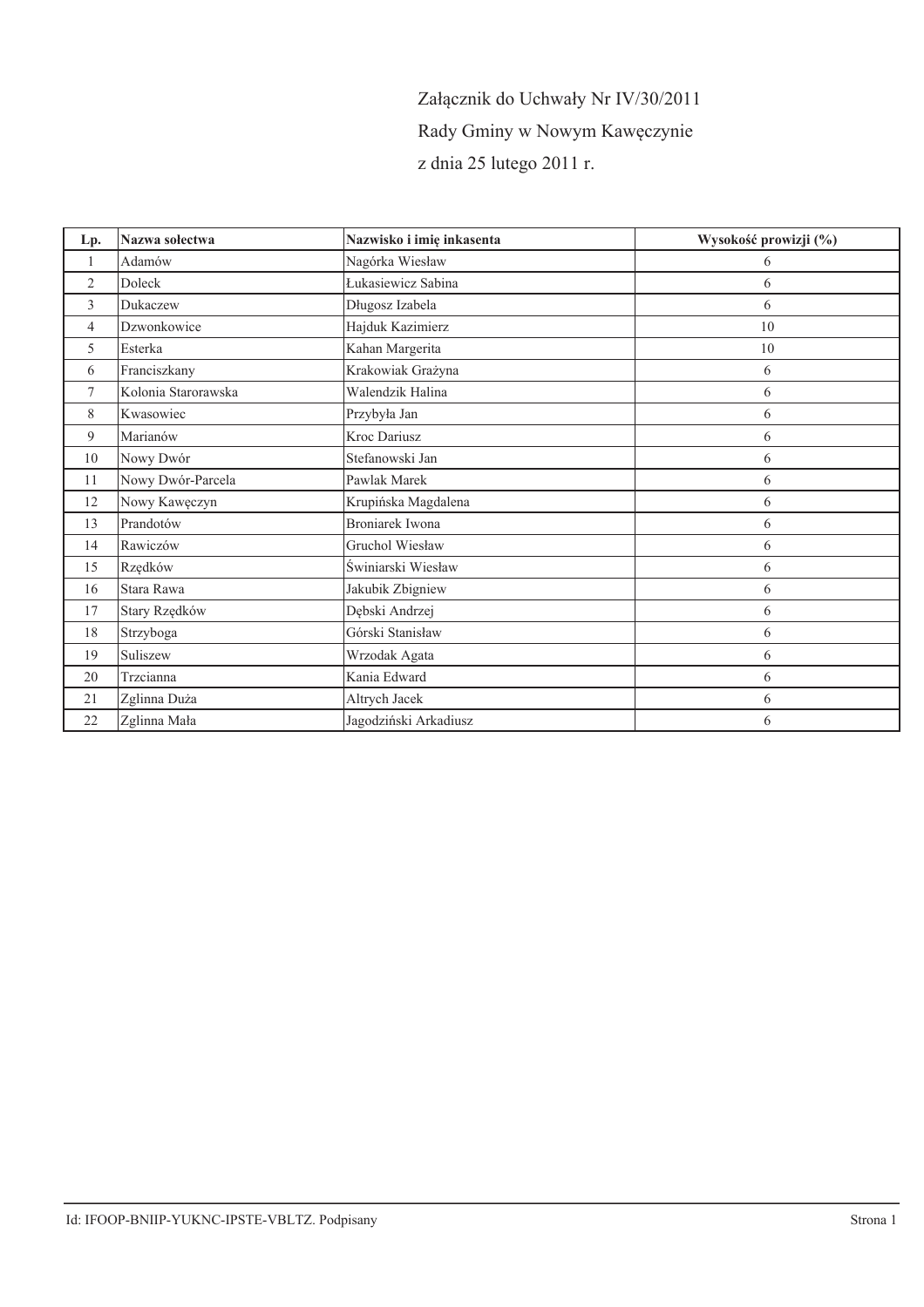Załącznik do Uchwały Nr IV/30/2011

Rady Gminy w Nowym Kawęczynie

z dnia 25 lutego 2011 r.

| Lp. | Nazwa sołectwa | Nazwisko i imię inkasenta | Wysokość prowizji (%) |
|---|---|---|---|
| 1 | Adamów | Nagórka Wiesław | 6 |
| 2 | Doleck | Łukasiewicz Sabina | 6 |
| 3 | Dukaczew | Długosz Izabela | 6 |
| 4 | Dzwonkowice | Hajduk Kazimierz | 10 |
| 5 | Esterka | Kahan Margerita | 10 |
| 6 | Franciszkany | Krakowiak Grażyna | 6 |
| 7 | Kolonia Starorawska | Walendzik Halina | 6 |
| 8 | Kwasowiec | Przybyła Jan | 6 |
| 9 | Marianów | Kroc Dariusz | 6 |
| 10 | Nowy Dwór | Stefanowski Jan | 6 |
| 11 | Nowy Dwór-Parcela | Pawlak Marek | 6 |
| 12 | Nowy Kawęczyn | Krupińska Magdalena | 6 |
| 13 | Prandotów | Broniarek Iwona | 6 |
| 14 | Rawiczów | Gruchol Wiesław | 6 |
| 15 | Rzędków | Świniarski Wiesław | 6 |
| 16 | Stara Rawa | Jakubik Zbigniew | 6 |
| 17 | Stary Rzędków | Dębski Andrzej | 6 |
| 18 | Strzyboga | Górski Stanisław | 6 |
| 19 | Suliszew | Wrzodak Agata | 6 |
| 20 | Trzcianna | Kania Edward | 6 |
| 21 | Zglinna Duża | Altrych Jacek | 6 |
| 22 | Zglinna Mała | Jagodziński Arkadiusz | 6 |

Id: IFOOP-BNIIP-YUKNC-IPSTE-VBLTZ. Podpisany